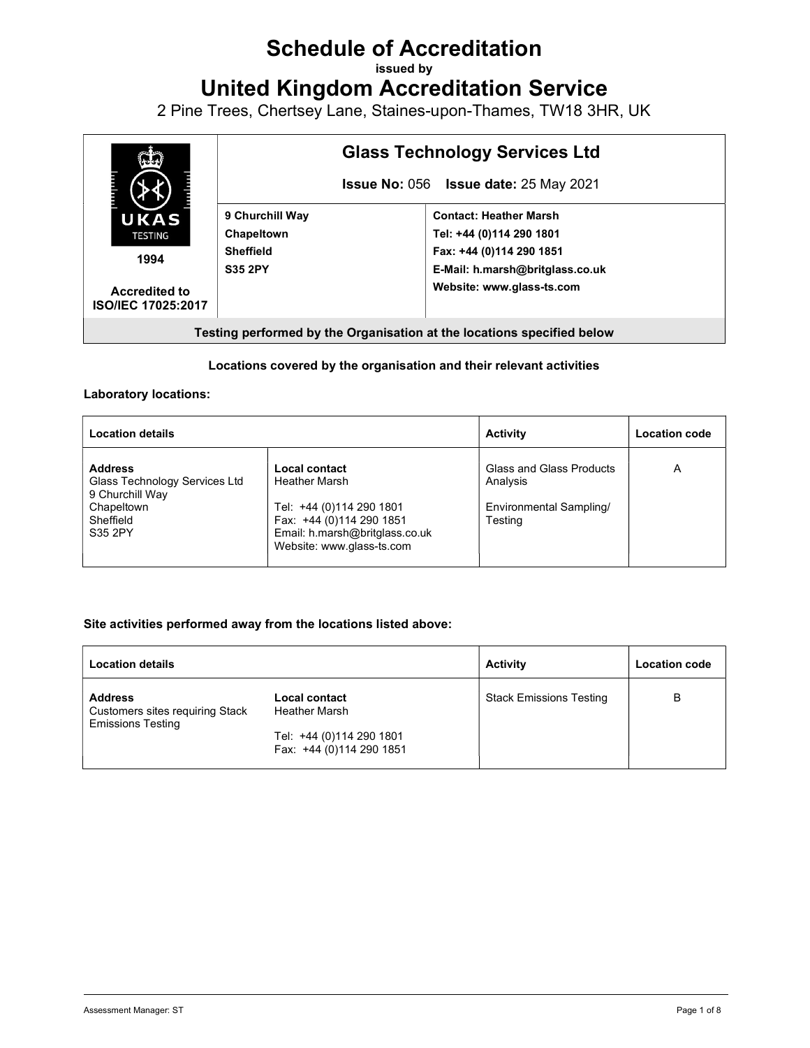# Schedule of Accreditation

issued by

# United Kingdom Accreditation Service

2 Pine Trees, Chertsey Lane, Staines-upon-Thames, TW18 3HR, UK

| UKAS TESTING 1994 Accredited to ISO/IEC 17025:2017 | **Glass Technology Services Ltd** | |
|---|---|---|
| | **Issue No:** 056 **Issue date:** 25 May 2021 | |
| | **9 Churchill Way**<br>**Chapeltown**<br>**Sheffield**<br>**S35 2PY** | **Contact: Heather Marsh**<br>**Tel: +44 (0)114 290 1801**<br>**Fax: +44 (0)114 290 1851**<br>**E-Mail: h.marsh@britglass.co.uk**<br>**Website: www.glass-ts.com** |
| **Testing performed by the Organisation at the locations specified below** | | |

**Locations covered by the organisation and their relevant activities**

**Laboratory locations:**

| Location details | | Activity | Location code |
|---|---|---|---|
| **Address**<br>Glass Technology Services Ltd<br>9 Churchill Way<br>Chapeltown<br>Sheffield<br>S35 2PY | **Local contact**<br>Heather Marsh<br><br>Tel: +44 (0)114 290 1801<br>Fax: +44 (0)114 290 1851<br>Email: h.marsh@britglass.co.uk<br>Website: www.glass-ts.com | Glass and Glass Products Analysis<br><br>Environmental Sampling/ Testing | A |

**Site activities performed away from the locations listed above:**

| Location details | | Activity | Location code |
|---|---|---|---|
| **Address**<br>Customers sites requiring Stack Emissions Testing | **Local contact**<br>Heather Marsh<br><br>Tel: +44 (0)114 290 1801<br>Fax: +44 (0)114 290 1851 | Stack Emissions Testing | B |

Assessment Manager: ST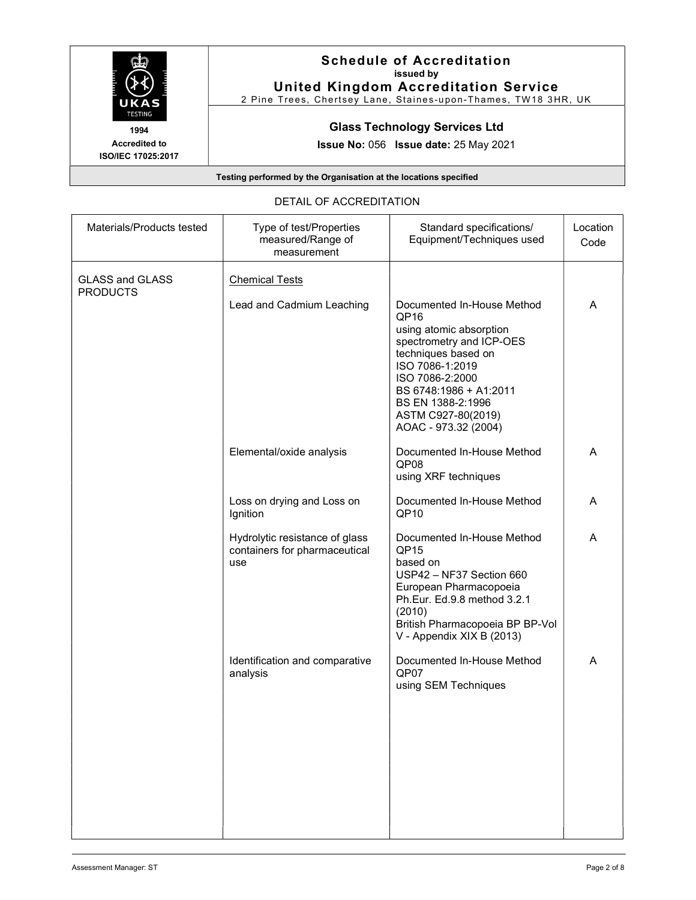# Schedule of Accreditation

issued by

**United Kingdom Accreditation Service**

2 Pine Trees, Chertsey Lane, Staines-upon-Thames, TW18 3HR, UK

1994

Accredited to ISO/IEC 17025:2017

**Glass Technology Services Ltd**

**Issue No:** 056 **Issue date:** 25 May 2021

**Testing performed by the Organisation at the locations specified**

DETAIL OF ACCREDITATION

| Materials/Products tested | Type of test/Properties measured/Range of measurement | Standard specifications/ Equipment/Techniques used | Location Code |
|---|---|---|---|
| GLASS and GLASS PRODUCTS | Chemical Tests | | |
| | Lead and Cadmium Leaching | Documented In-House Method QP16 using atomic absorption spectrometry and ICP-OES techniques based on ISO 7086-1:2019 ISO 7086-2:2000 BS 6748:1986 + A1:2011 BS EN 1388-2:1996 ASTM C927-80(2019) AOAC - 973.32 (2004) | A |
| | Elemental/oxide analysis | Documented In-House Method QP08 using XRF techniques | A |
| | Loss on drying and Loss on Ignition | Documented In-House Method QP10 | A |
| | Hydrolytic resistance of glass containers for pharmaceutical use | Documented In-House Method QP15 based on USP42 – NF37 Section 660 European Pharmacopoeia Ph.Eur. Ed.9.8 method 3.2.1 (2010) British Pharmacopoeia BP BP-Vol V - Appendix XIX B (2013) | A |
| | Identification and comparative analysis | Documented In-House Method QP07 using SEM Techniques | A |

Assessment Manager: ST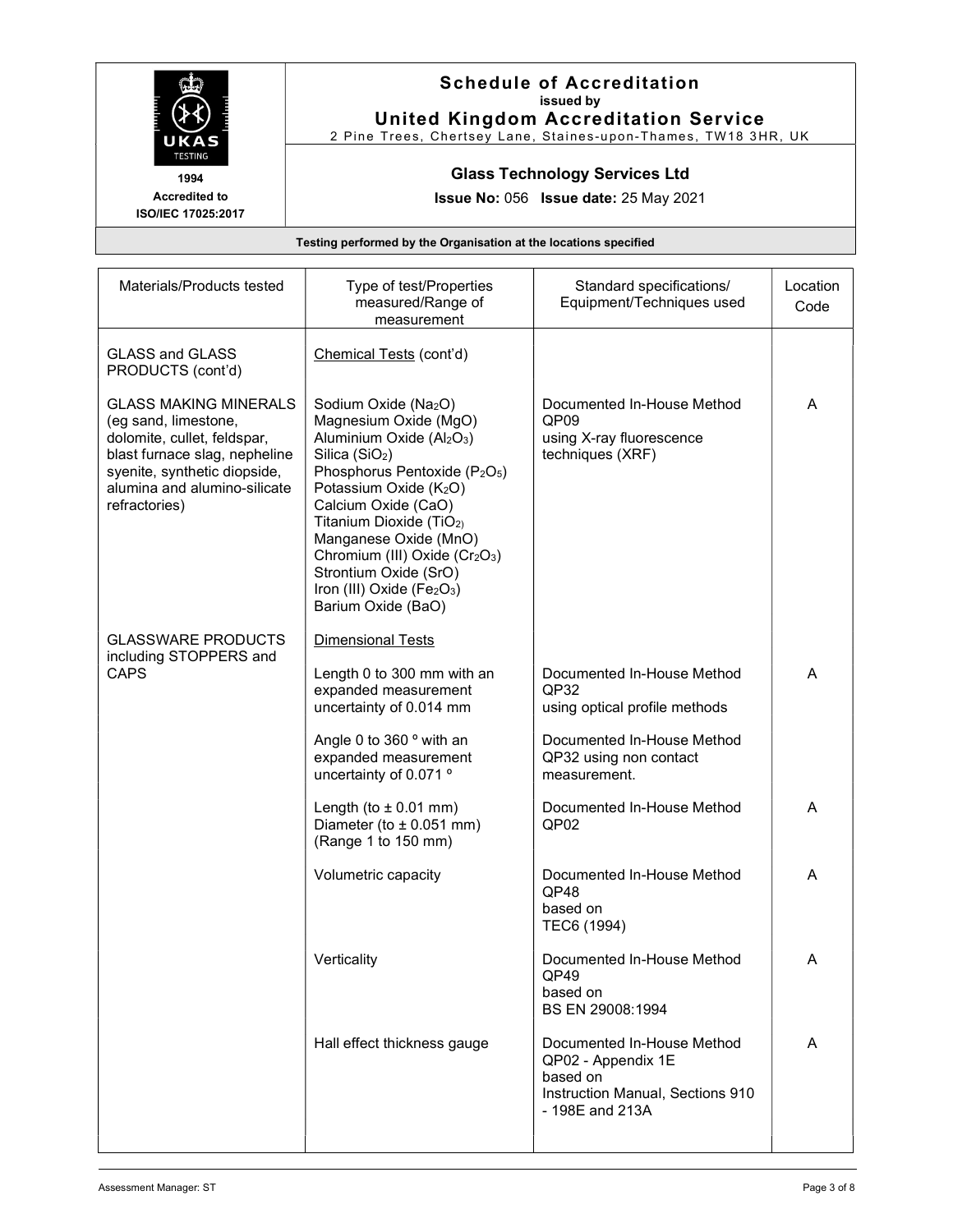# Schedule of Accreditation

issued by

## United Kingdom Accreditation Service

2 Pine Trees, Chertsey Lane, Staines-upon-Thames, TW18 3HR, UK

1994
Accredited to
ISO/IEC 17025:2017

**Glass Technology Services Ltd**

**Issue No:** 056 **Issue date:** 25 May 2021

**Testing performed by the Organisation at the locations specified**

| Materials/Products tested | Type of test/Properties measured/Range of measurement | Standard specifications/ Equipment/Techniques used | Location Code |
|---|---|---|---|
| GLASS and GLASS PRODUCTS (cont'd) | Chemical Tests (cont'd) | | |
| GLASS MAKING MINERALS (eg sand, limestone, dolomite, cullet, feldspar, blast furnace slag, nepheline syenite, synthetic diopside, alumina and alumino-silicate refractories) | Sodium Oxide ($Na_2O$)<br>Magnesium Oxide ($MgO$)<br>Aluminium Oxide ($Al_2O_3$)<br>Silica ($SiO_2$)<br>Phosphorus Pentoxide ($P_2O_5$)<br>Potassium Oxide ($K_2O$)<br>Calcium Oxide ($CaO$)<br>Titanium Dioxide ($TiO_2$)<br>Manganese Oxide ($MnO$)<br>Chromium (III) Oxide ($Cr_2O_3$)<br>Strontium Oxide ($SrO$)<br>Iron (III) Oxide ($Fe_2O_3$)<br>Barium Oxide ($BaO$) | Documented In-House Method QP09 using X-ray fluorescence techniques (XRF) | A |
| GLASSWARE PRODUCTS including STOPPERS and CAPS | Dimensional Tests | | |
| | Length 0 to 300 mm with an expanded measurement uncertainty of 0.014 mm | Documented In-House Method QP32 using optical profile methods | A |
| | Angle 0 to 360 º with an expanded measurement uncertainty of 0.071 º | Documented In-House Method QP32 using non contact measurement. | |
| | Length (to ± 0.01 mm)<br>Diameter (to ± 0.051 mm)<br>(Range 1 to 150 mm) | Documented In-House Method QP02 | A |
| | Volumetric capacity | Documented In-House Method QP48 based on TEC6 (1994) | A |
| | Verticality | Documented In-House Method QP49 based on BS EN 29008:1994 | A |
| | Hall effect thickness gauge | Documented In-House Method QP02 - Appendix 1E based on Instruction Manual, Sections 910 - 198E and 213A | A |

Assessment Manager: ST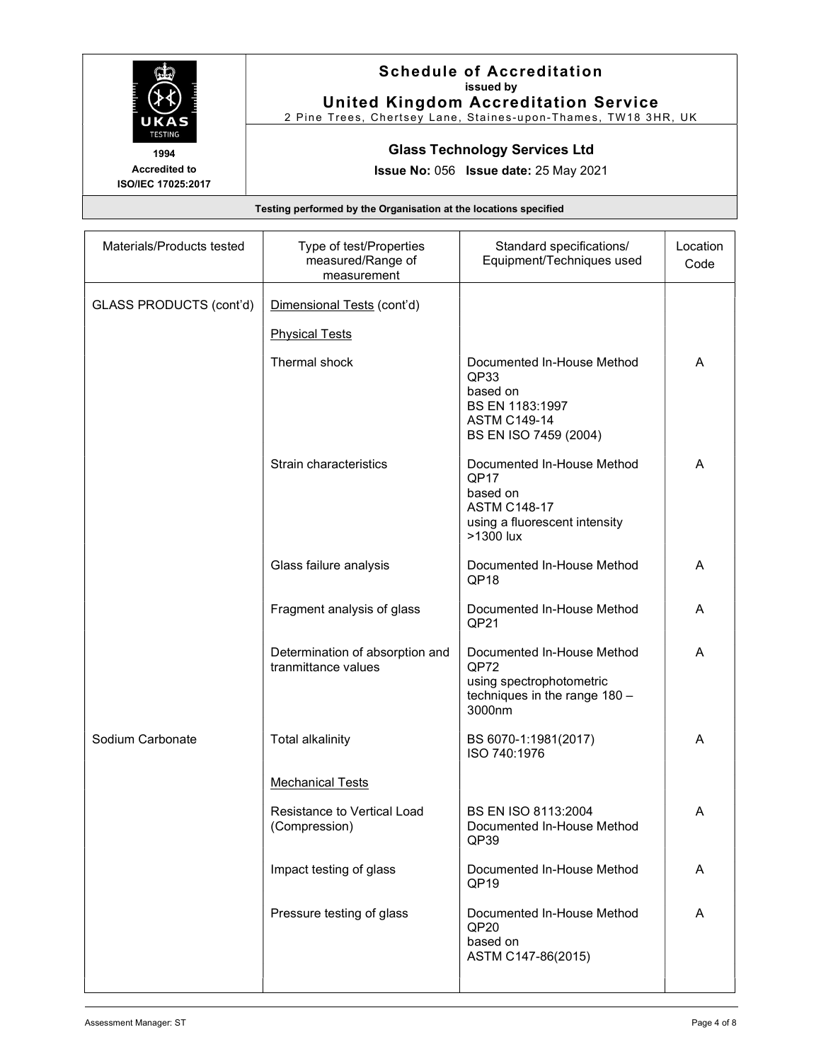# Schedule of Accreditation

issued by

**United Kingdom Accreditation Service**

2 Pine Trees, Chertsey Lane, Staines-upon-Thames, TW18 3HR, UK

1994

Accredited to ISO/IEC 17025:2017

**Glass Technology Services Ltd**

**Issue No:** 056 **Issue date:** 25 May 2021

**Testing performed by the Organisation at the locations specified**

| Materials/Products tested | Type of test/Properties measured/Range of measurement | Standard specifications/ Equipment/Techniques used | Location Code |
|---|---|---|---|
| GLASS PRODUCTS (cont'd) | Dimensional Tests (cont'd) | | |
| | Physical Tests | | |
| | Thermal shock | Documented In-House Method QP33 based on BS EN 1183:1997 ASTM C149-14 BS EN ISO 7459 (2004) | A |
| | Strain characteristics | Documented In-House Method QP17 based on ASTM C148-17 using a fluorescent intensity >1300 lux | A |
| | Glass failure analysis | Documented In-House Method QP18 | A |
| | Fragment analysis of glass | Documented In-House Method QP21 | A |
| | Determination of absorption and tranmittance values | Documented In-House Method QP72 using spectrophotometric techniques in the range 180 – 3000nm | A |
| Sodium Carbonate | Total alkalinity | BS 6070-1:1981(2017) ISO 740:1976 | A |
| | Mechanical Tests | | |
| | Resistance to Vertical Load (Compression) | BS EN ISO 8113:2004 Documented In-House Method QP39 | A |
| | Impact testing of glass | Documented In-House Method QP19 | A |
| | Pressure testing of glass | Documented In-House Method QP20 based on ASTM C147-86(2015) | A |

Assessment Manager: ST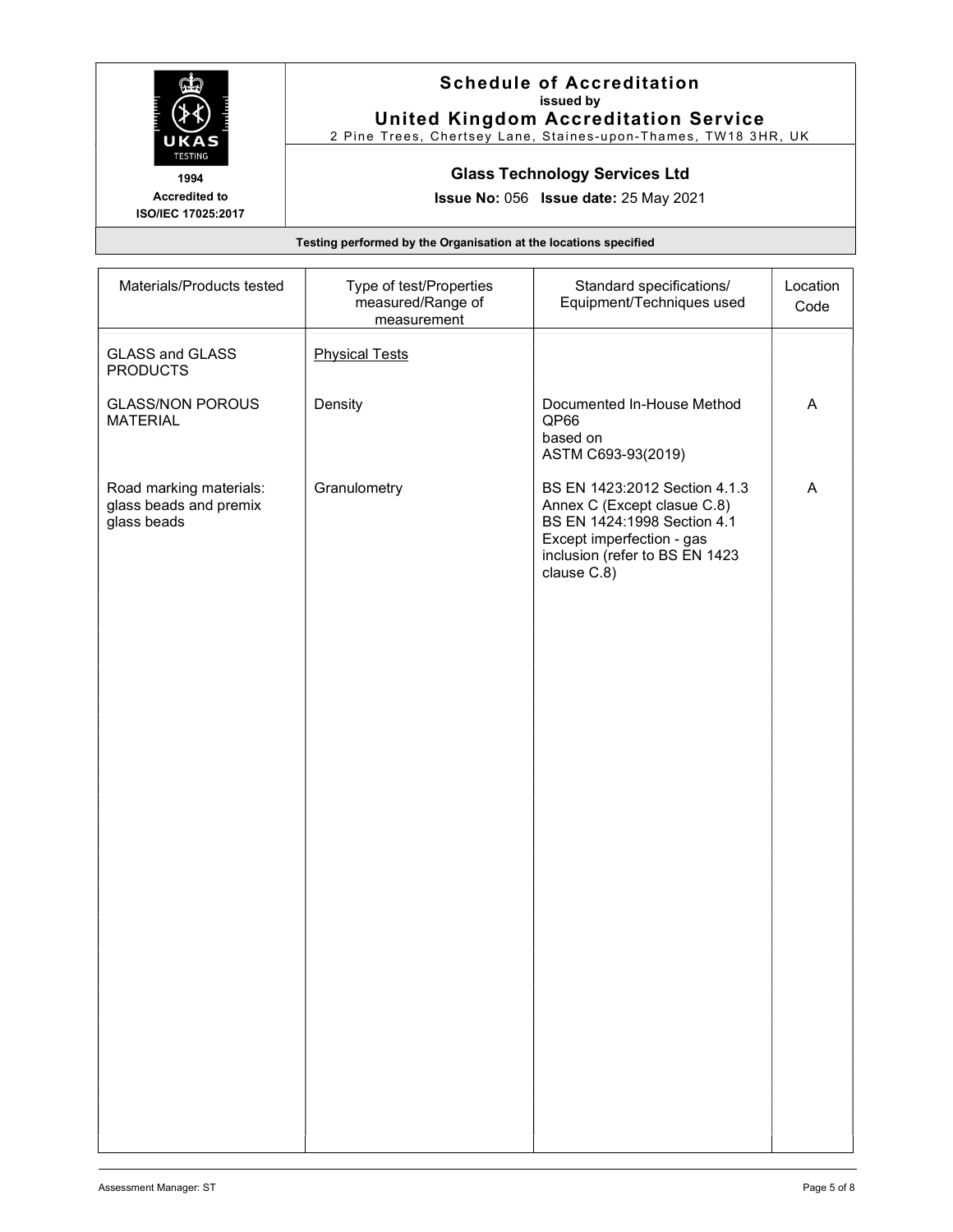## Schedule of Accreditation
issued by
## United Kingdom Accreditation Service
2 Pine Trees, Chertsey Lane, Staines-upon-Thames, TW18 3HR, UK

1994
Accredited to
ISO/IEC 17025:2017

**Glass Technology Services Ltd**

**Issue No:** 056 **Issue date:** 25 May 2021

**Testing performed by the Organisation at the locations specified**

| Materials/Products tested | Type of test/Properties measured/Range of measurement | Standard specifications/ Equipment/Techniques used | Location Code |
|---|---|---|---|
| GLASS and GLASS PRODUCTS | Physical Tests | | |
| GLASS/NON POROUS MATERIAL | Density | Documented In-House Method QP66 based on ASTM C693-93(2019) | A |
| Road marking materials: glass beads and premix glass beads | Granulometry | BS EN 1423:2012 Section 4.1.3 Annex C (Except clasue C.8) BS EN 1424:1998 Section 4.1 Except imperfection - gas inclusion (refer to BS EN 1423 clause C.8) | A |

Assessment Manager: ST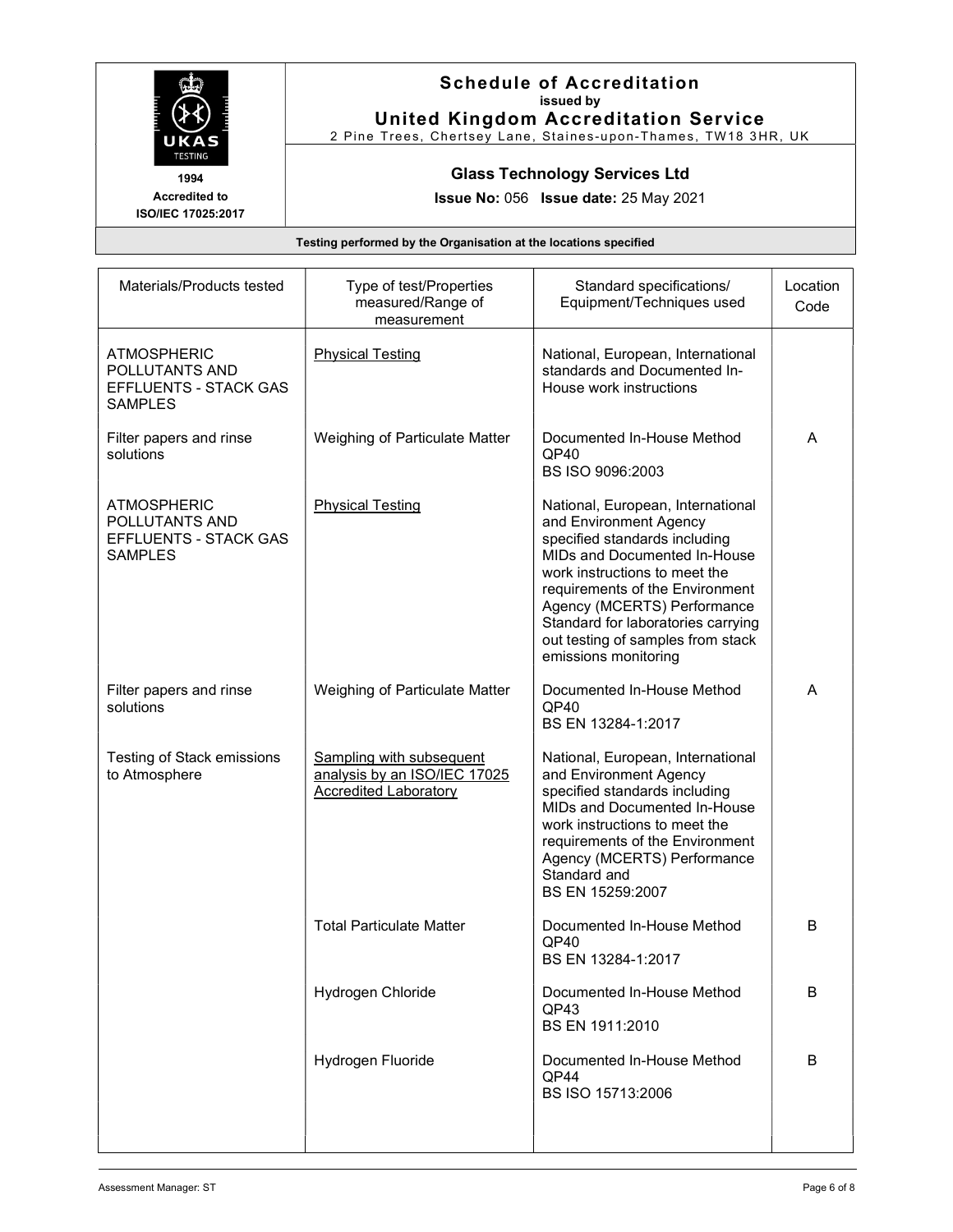# Schedule of Accreditation

issued by

**United Kingdom Accreditation Service**

2 Pine Trees, Chertsey Lane, Staines-upon-Thames, TW18 3HR, UK

1994
Accredited to
ISO/IEC 17025:2017

**Glass Technology Services Ltd**

**Issue No:** 056 **Issue date:** 25 May 2021

**Testing performed by the Organisation at the locations specified**

| Materials/Products tested | Type of test/Properties measured/Range of measurement | Standard specifications/ Equipment/Techniques used | Location Code |
|---|---|---|---|
| ATMOSPHERIC POLLUTANTS AND EFFLUENTS - STACK GAS SAMPLES | Physical Testing | National, European, International standards and Documented In-House work instructions | |
| Filter papers and rinse solutions | Weighing of Particulate Matter | Documented In-House Method QP40<br>BS ISO 9096:2003 | A |
| ATMOSPHERIC POLLUTANTS AND EFFLUENTS - STACK GAS SAMPLES | Physical Testing | National, European, International and Environment Agency specified standards including MIDs and Documented In-House work instructions to meet the requirements of the Environment Agency (MCERTS) Performance Standard for laboratories carrying out testing of samples from stack emissions monitoring | |
| Filter papers and rinse solutions | Weighing of Particulate Matter | Documented In-House Method QP40<br>BS EN 13284-1:2017 | A |
| Testing of Stack emissions to Atmosphere | Sampling with subsequent analysis by an ISO/IEC 17025 Accredited Laboratory | National, European, International and Environment Agency specified standards including MIDs and Documented In-House work instructions to meet the requirements of the Environment Agency (MCERTS) Performance Standard and<br>BS EN 15259:2007 | |
| | Total Particulate Matter | Documented In-House Method QP40<br>BS EN 13284-1:2017 | B |
| | Hydrogen Chloride | Documented In-House Method QP43<br>BS EN 1911:2010 | B |
| | Hydrogen Fluoride | Documented In-House Method QP44<br>BS ISO 15713:2006 | B |

Assessment Manager: ST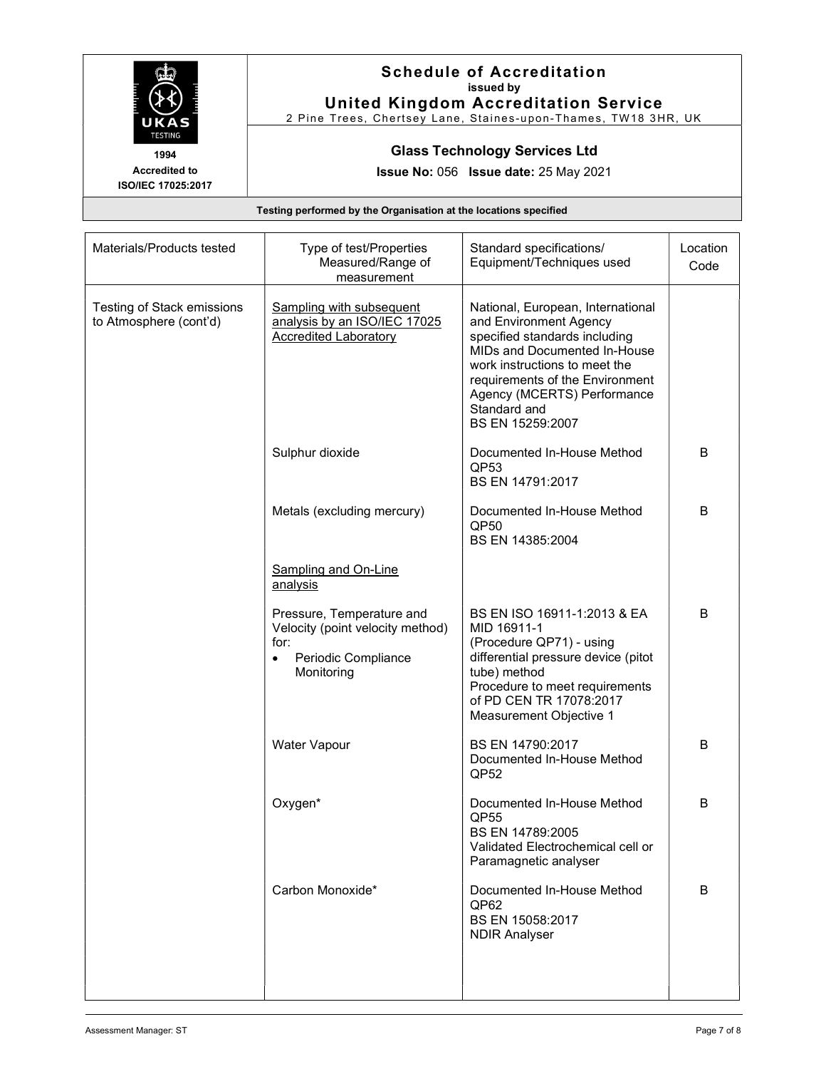# Schedule of Accreditation

issued by

**United Kingdom Accreditation Service**

2 Pine Trees, Chertsey Lane, Staines-upon-Thames, TW18 3HR, UK

1994
Accredited to
ISO/IEC 17025:2017

**Glass Technology Services Ltd**

**Issue No:** 056 **Issue date:** 25 May 2021

**Testing performed by the Organisation at the locations specified**

| Materials/Products tested | Type of test/Properties Measured/Range of measurement | Standard specifications/ Equipment/Techniques used | Location Code |
|---|---|---|---|
| Testing of Stack emissions to Atmosphere (cont'd) | Sampling with subsequent analysis by an ISO/IEC 17025 Accredited Laboratory | National, European, International and Environment Agency specified standards including MIDs and Documented In-House work instructions to meet the requirements of the Environment Agency (MCERTS) Performance Standard and BS EN 15259:2007 | |
| | Sulphur dioxide | Documented In-House Method QP53<br>BS EN 14791:2017 | B |
| | Metals (excluding mercury) | Documented In-House Method QP50<br>BS EN 14385:2004 | B |
| | Sampling and On-Line analysis | | |
| | Pressure, Temperature and Velocity (point velocity method) for:<br>• Periodic Compliance Monitoring | BS EN ISO 16911-1:2013 & EA MID 16911-1<br>(Procedure QP71) - using differential pressure device (pitot tube) method<br>Procedure to meet requirements of PD CEN TR 17078:2017 Measurement Objective 1 | B |
| | Water Vapour | BS EN 14790:2017<br>Documented In-House Method QP52 | B |
| | Oxygen* | Documented In-House Method QP55<br>BS EN 14789:2005<br>Validated Electrochemical cell or Paramagnetic analyser | B |
| | Carbon Monoxide* | Documented In-House Method QP62<br>BS EN 15058:2017<br>NDIR Analyser | B |

Assessment Manager: ST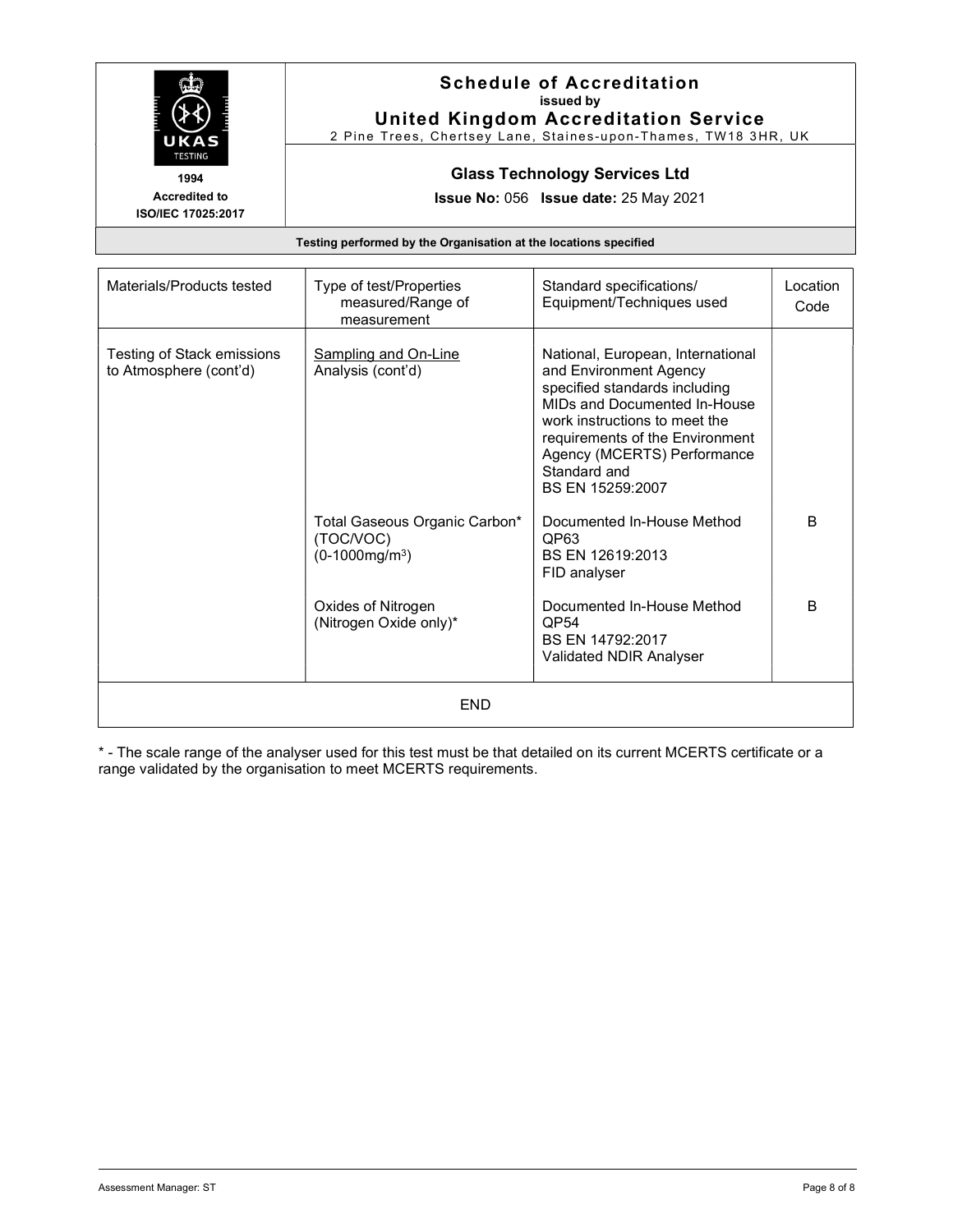# Schedule of Accreditation
**issued by**
# United Kingdom Accreditation Service
2 Pine Trees, Chertsey Lane, Staines-upon-Thames, TW18 3HR, UK

1994
**Accredited to ISO/IEC 17025:2017**

## Glass Technology Services Ltd

**Issue No:** 056 **Issue date:** 25 May 2021

**Testing performed by the Organisation at the locations specified**

| Materials/Products tested | Type of test/Properties measured/Range of measurement | Standard specifications/ Equipment/Techniques used | Location Code |
|---|---|---|---|
| Testing of Stack emissions to Atmosphere (cont'd) | Sampling and On-Line Analysis (cont'd) | National, European, International and Environment Agency specified standards including MIDs and Documented In-House work instructions to meet the requirements of the Environment Agency (MCERTS) Performance Standard and BS EN 15259:2007 | |
| | Total Gaseous Organic Carbon* (TOC/VOC) (0-1000mg/m$^3$) | Documented In-House Method QP63 BS EN 12619:2013 FID analyser | B |
| | Oxides of Nitrogen (Nitrogen Oxide only)* | Documented In-House Method QP54 BS EN 14792:2017 Validated NDIR Analyser | B |

END

* - The scale range of the analyser used for this test must be that detailed on its current MCERTS certificate or a range validated by the organisation to meet MCERTS requirements.

Assessment Manager: ST